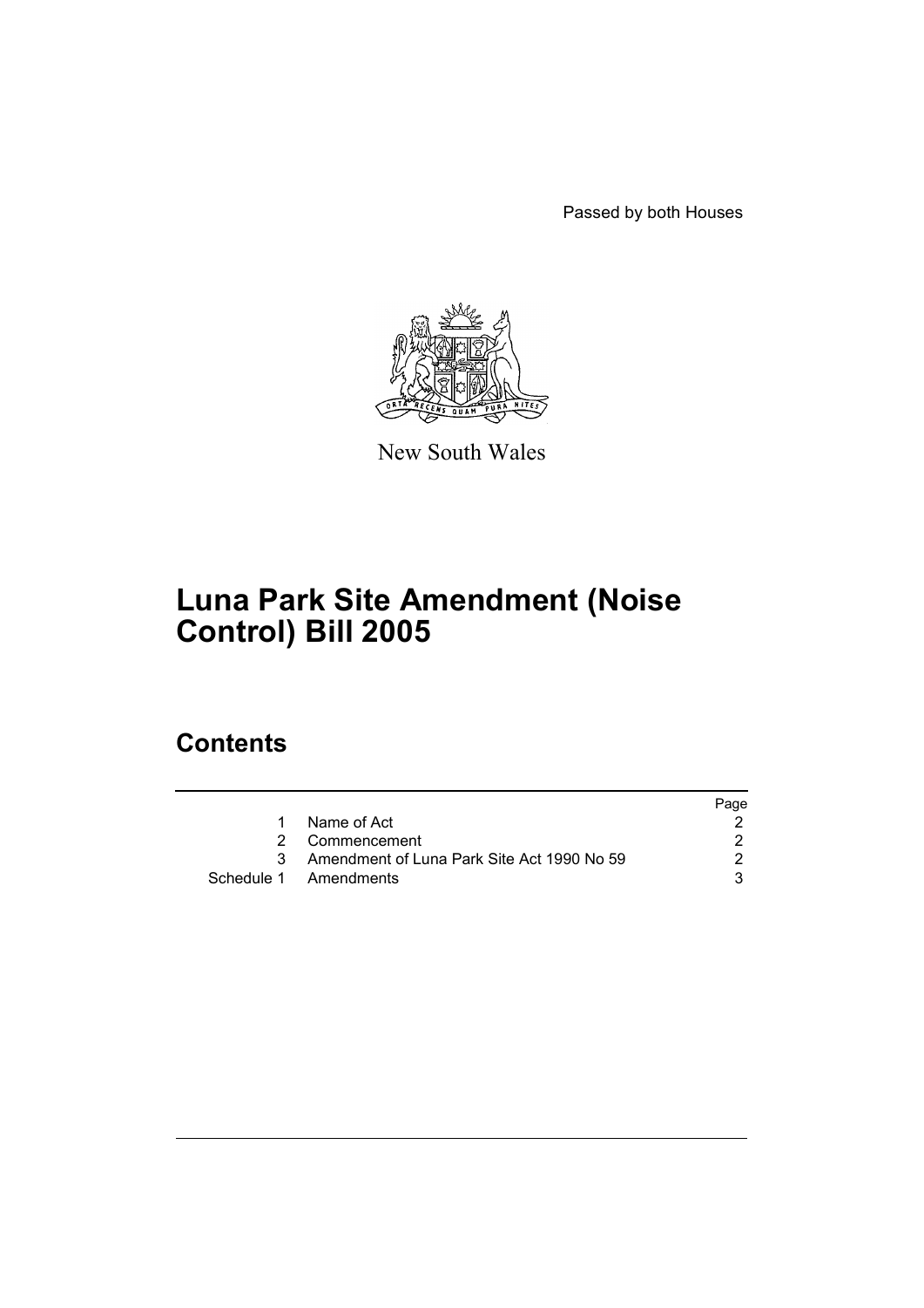Passed by both Houses

New South Wales

# Luna Park Site Amendment (Noise Control) Bill 2005

## Contents

| | | Page |
|---|---|---|
| 1 | Name of Act | 2 |
| 2 | Commencement | 2 |
| 3 | Amendment of Luna Park Site Act 1990 No 59 | 2 |
| Schedule 1 | Amendments | 3 |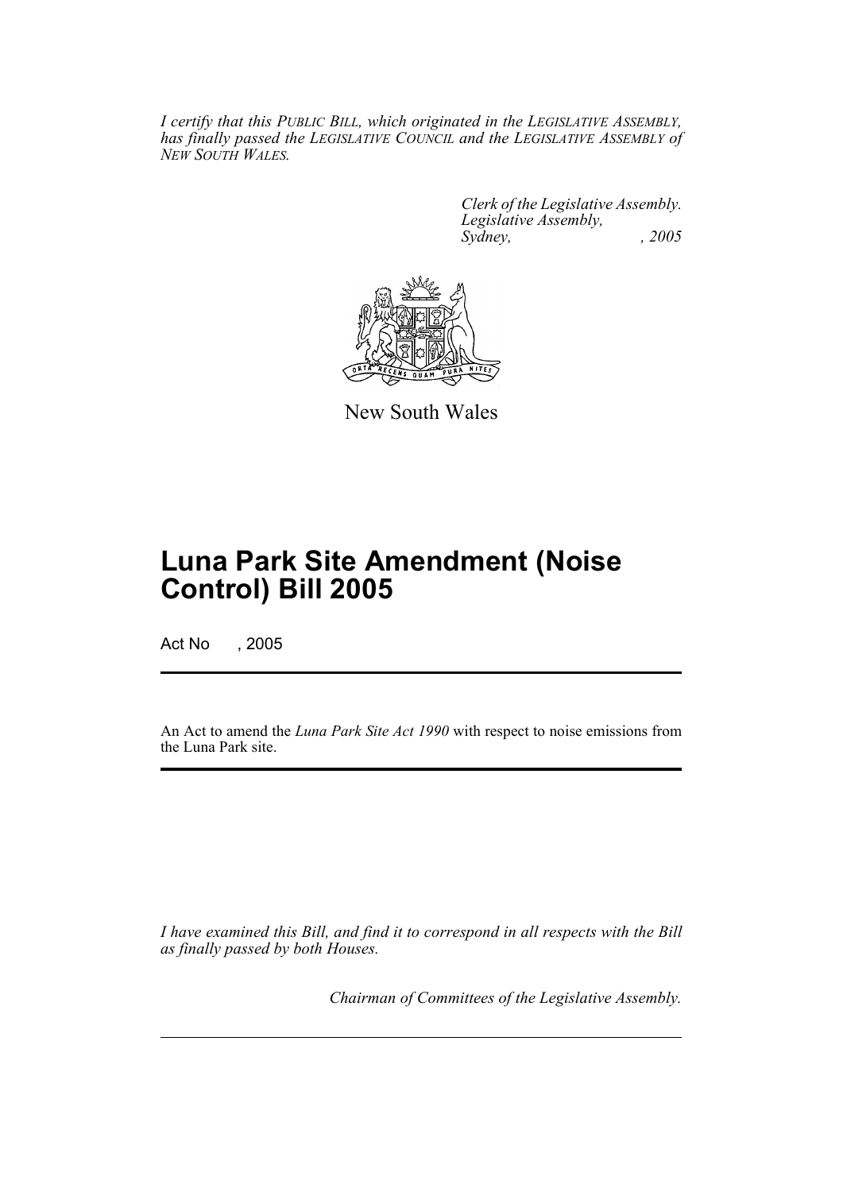*I certify that this PUBLIC BILL, which originated in the LEGISLATIVE ASSEMBLY, has finally passed the LEGISLATIVE COUNCIL and the LEGISLATIVE ASSEMBLY of NEW SOUTH WALES.*

*Clerk of the Legislative Assembly.*
*Legislative Assembly,*
*Sydney, , 2005*

New South Wales

# Luna Park Site Amendment (Noise Control) Bill 2005

Act No , 2005

An Act to amend the *Luna Park Site Act 1990* with respect to noise emissions from the Luna Park site.

*I have examined this Bill, and find it to correspond in all respects with the Bill as finally passed by both Houses.*

*Chairman of Committees of the Legislative Assembly.*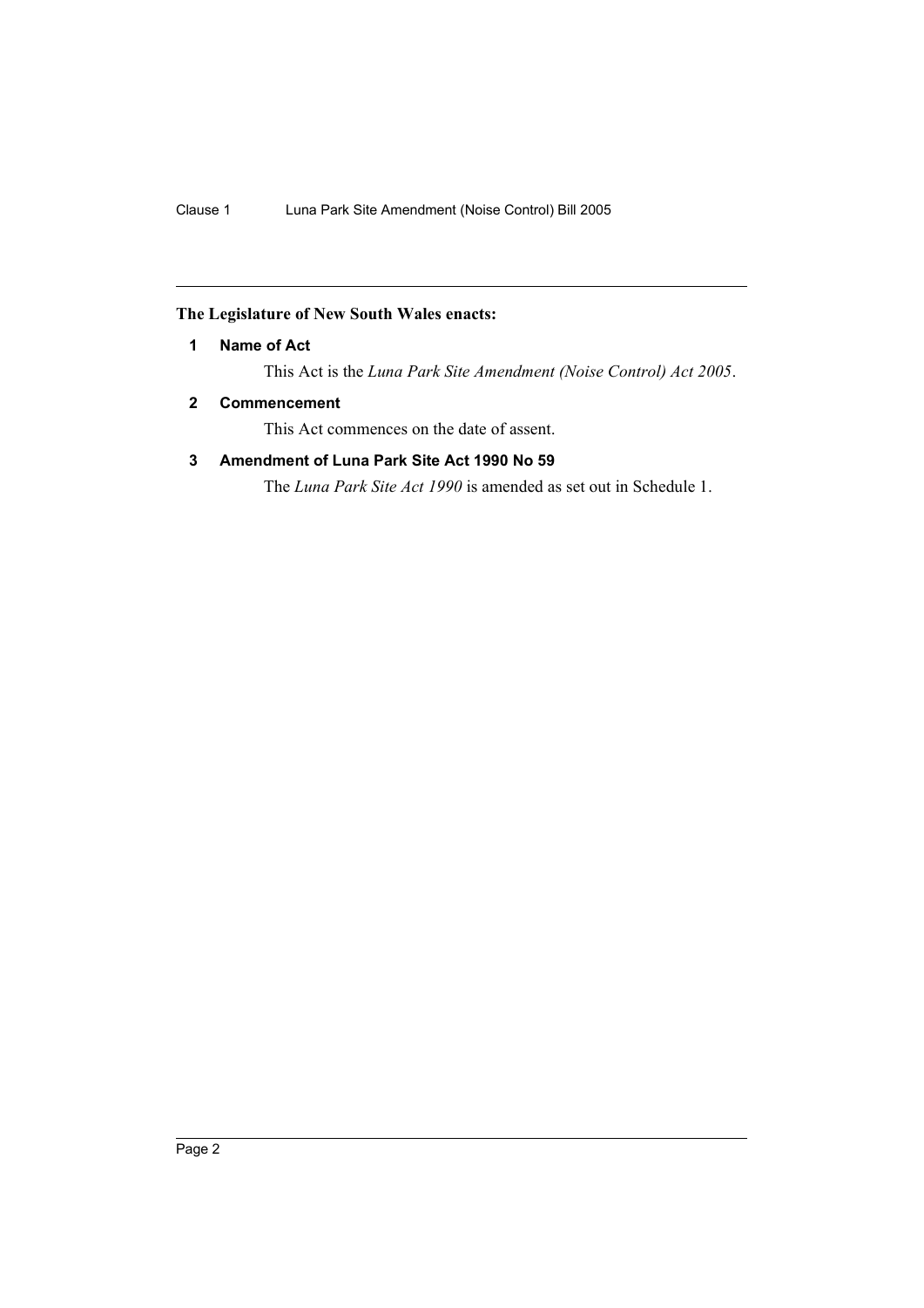**The Legislature of New South Wales enacts:**

### 1 Name of Act

This Act is the *Luna Park Site Amendment (Noise Control) Act 2005*.

### 2 Commencement

This Act commences on the date of assent.

### 3 Amendment of Luna Park Site Act 1990 No 59

The *Luna Park Site Act 1990* is amended as set out in Schedule 1.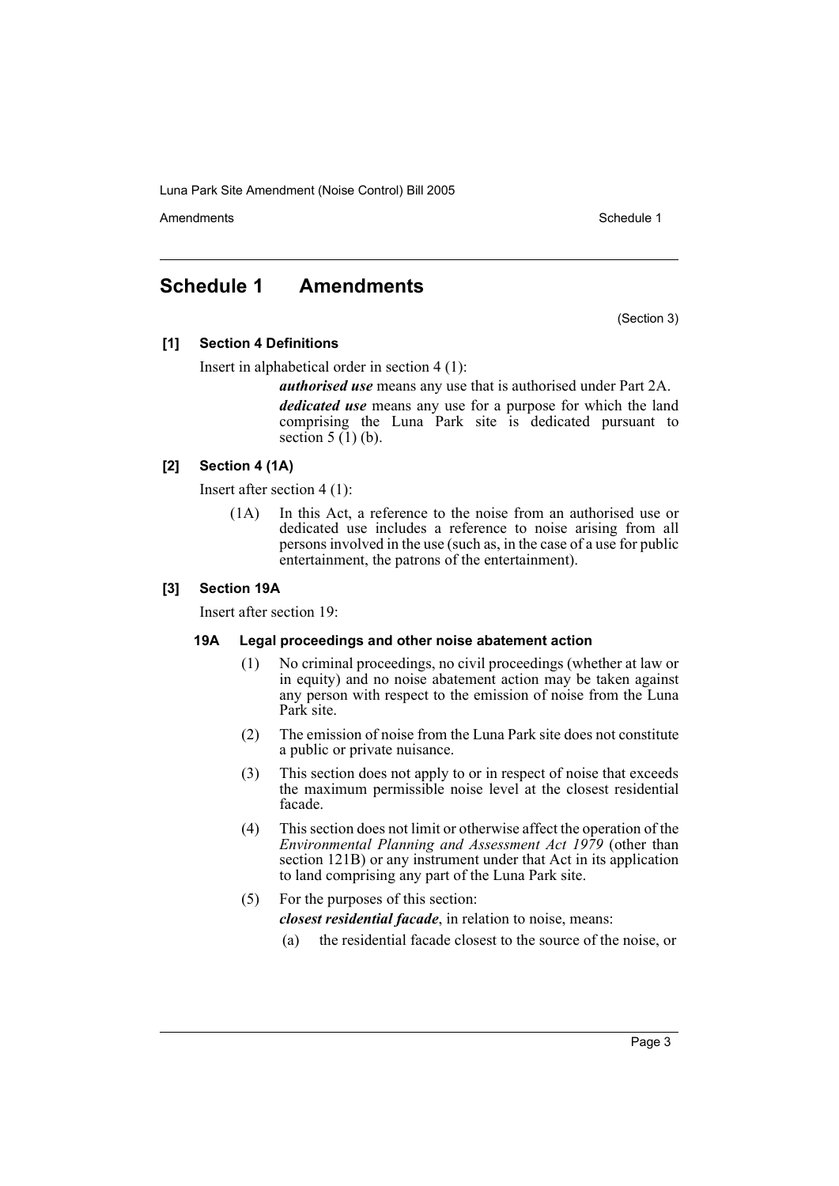# Schedule 1 Amendments

(Section 3)

**[1] Section 4 Definitions**

Insert in alphabetical order in section 4 (1):

> ***authorised use*** means any use that is authorised under Part 2A.
>
> ***dedicated use*** means any use for a purpose for which the land comprising the Luna Park site is dedicated pursuant to section 5 (1) (b).

**[2] Section 4 (1A)**

Insert after section 4 (1):

> (1A) In this Act, a reference to the noise from an authorised use or dedicated use includes a reference to noise arising from all persons involved in the use (such as, in the case of a use for public entertainment, the patrons of the entertainment).

**[3] Section 19A**

Insert after section 19:

**19A Legal proceedings and other noise abatement action**

(1) No criminal proceedings, no civil proceedings (whether at law or in equity) and no noise abatement action may be taken against any person with respect to the emission of noise from the Luna Park site.

(2) The emission of noise from the Luna Park site does not constitute a public or private nuisance.

(3) This section does not apply to or in respect of noise that exceeds the maximum permissible noise level at the closest residential facade.

(4) This section does not limit or otherwise affect the operation of the *Environmental Planning and Assessment Act 1979* (other than section 121B) or any instrument under that Act in its application to land comprising any part of the Luna Park site.

(5) For the purposes of this section:

***closest residential facade***, in relation to noise, means:

(a) the residential facade closest to the source of the noise, or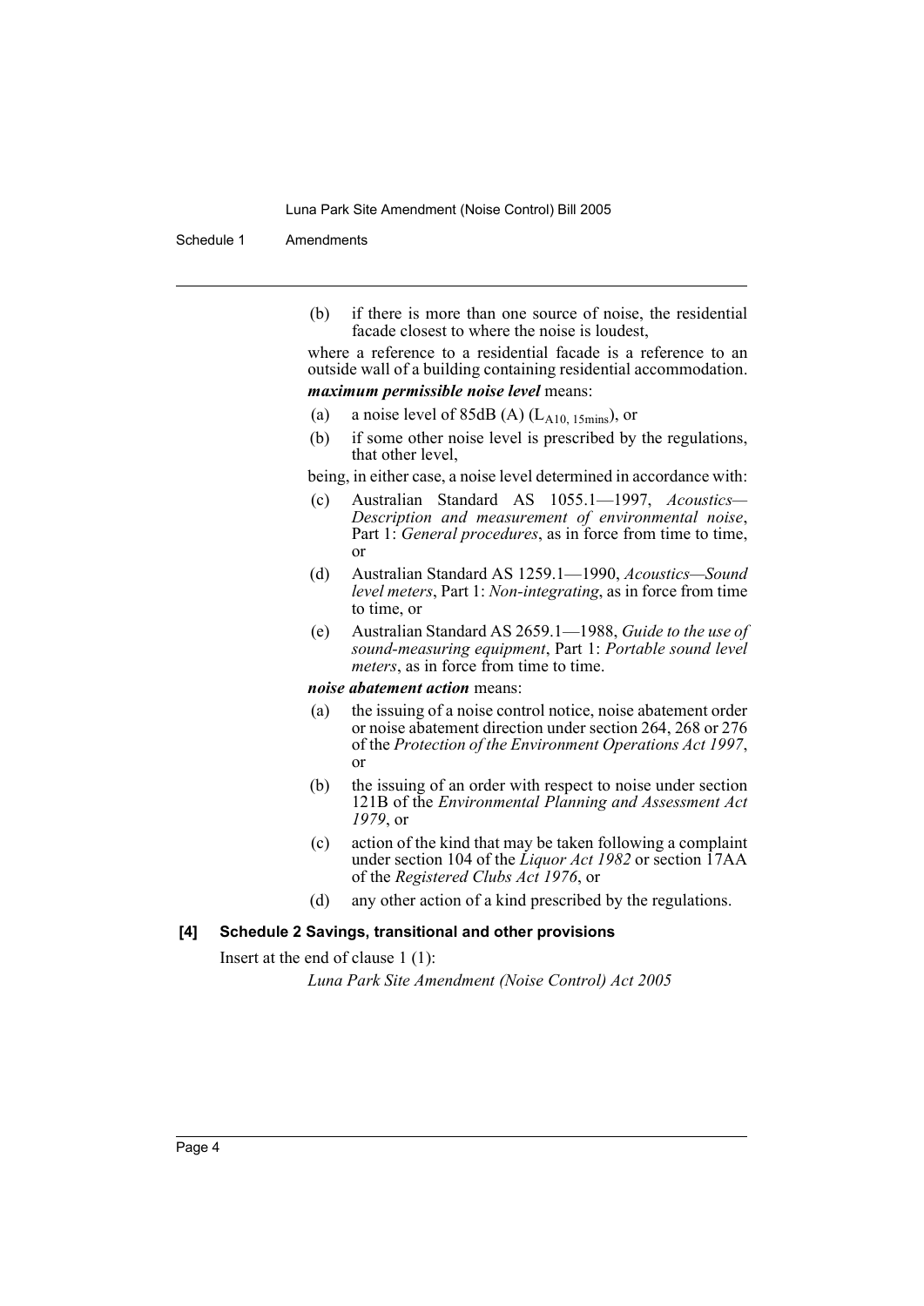(b) if there is more than one source of noise, the residential facade closest to where the noise is loudest,

where a reference to a residential facade is a reference to an outside wall of a building containing residential accommodation.

***maximum permissible noise level*** means:

(a) a noise level of 85dB (A) ($L_{A10, 15mins}$), or

(b) if some other noise level is prescribed by the regulations, that other level,

being, in either case, a noise level determined in accordance with:

(c) Australian Standard AS 1055.1—1997, *Acoustics—Description and measurement of environmental noise*, Part 1: *General procedures*, as in force from time to time, or

(d) Australian Standard AS 1259.1—1990, *Acoustics—Sound level meters*, Part 1: *Non-integrating*, as in force from time to time, or

(e) Australian Standard AS 2659.1—1988, *Guide to the use of sound-measuring equipment*, Part 1: *Portable sound level meters*, as in force from time to time.

***noise abatement action*** means:

(a) the issuing of a noise control notice, noise abatement order or noise abatement direction under section 264, 268 or 276 of the *Protection of the Environment Operations Act 1997*, or

(b) the issuing of an order with respect to noise under section 121B of the *Environmental Planning and Assessment Act 1979*, or

(c) action of the kind that may be taken following a complaint under section 104 of the *Liquor Act 1982* or section 17AA of the *Registered Clubs Act 1976*, or

(d) any other action of a kind prescribed by the regulations.

**[4] Schedule 2 Savings, transitional and other provisions**

Insert at the end of clause 1 (1):

*Luna Park Site Amendment (Noise Control) Act 2005*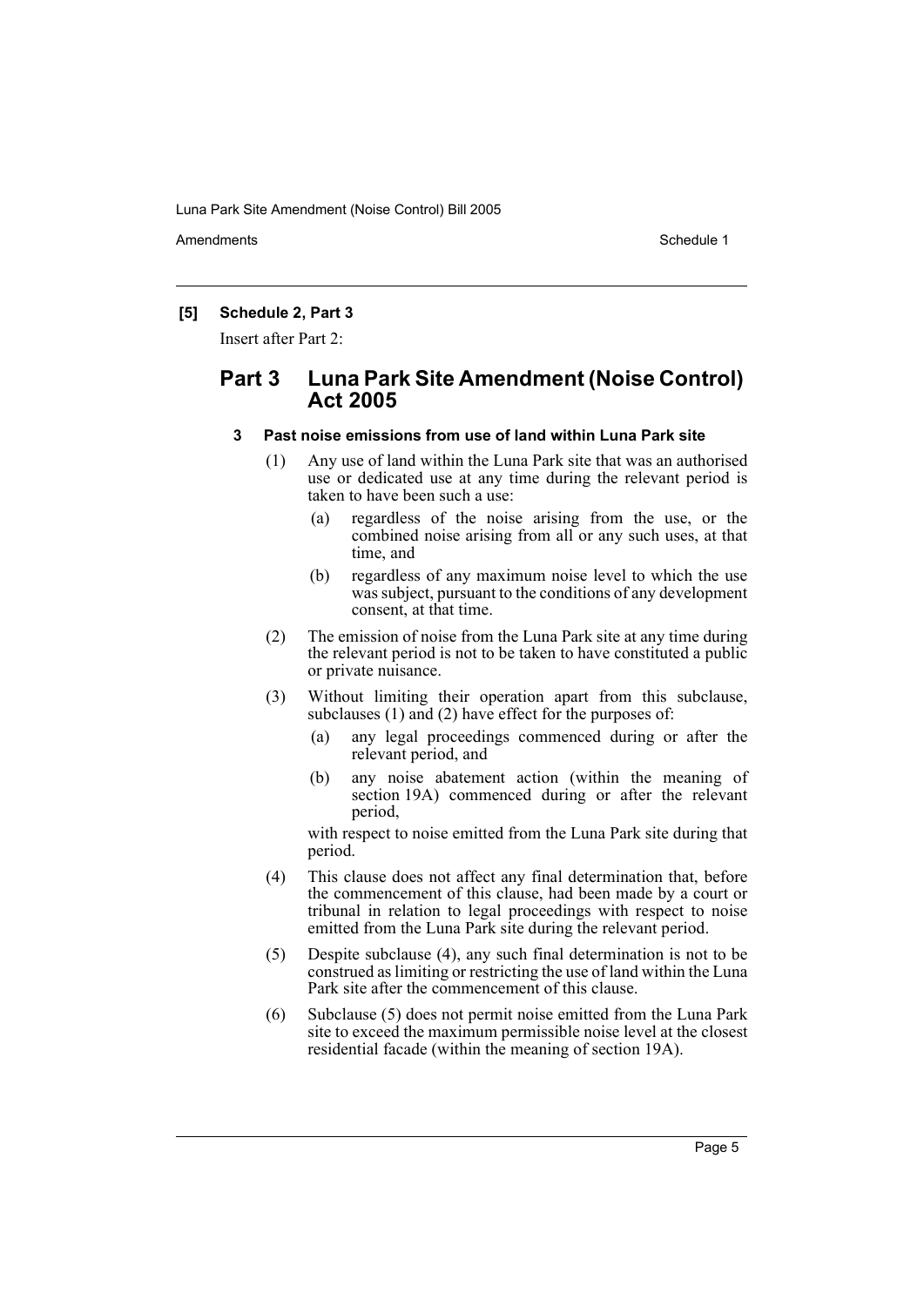**[5] Schedule 2, Part 3**

Insert after Part 2:

## Part 3 Luna Park Site Amendment (Noise Control) Act 2005

### 3 Past noise emissions from use of land within Luna Park site

(1) Any use of land within the Luna Park site that was an authorised use or dedicated use at any time during the relevant period is taken to have been such a use:

(a) regardless of the noise arising from the use, or the combined noise arising from all or any such uses, at that time, and

(b) regardless of any maximum noise level to which the use was subject, pursuant to the conditions of any development consent, at that time.

(2) The emission of noise from the Luna Park site at any time during the relevant period is not to be taken to have constituted a public or private nuisance.

(3) Without limiting their operation apart from this subclause, subclauses (1) and (2) have effect for the purposes of:

(a) any legal proceedings commenced during or after the relevant period, and

(b) any noise abatement action (within the meaning of section 19A) commenced during or after the relevant period,

with respect to noise emitted from the Luna Park site during that period.

(4) This clause does not affect any final determination that, before the commencement of this clause, had been made by a court or tribunal in relation to legal proceedings with respect to noise emitted from the Luna Park site during the relevant period.

(5) Despite subclause (4), any such final determination is not to be construed as limiting or restricting the use of land within the Luna Park site after the commencement of this clause.

(6) Subclause (5) does not permit noise emitted from the Luna Park site to exceed the maximum permissible noise level at the closest residential facade (within the meaning of section 19A).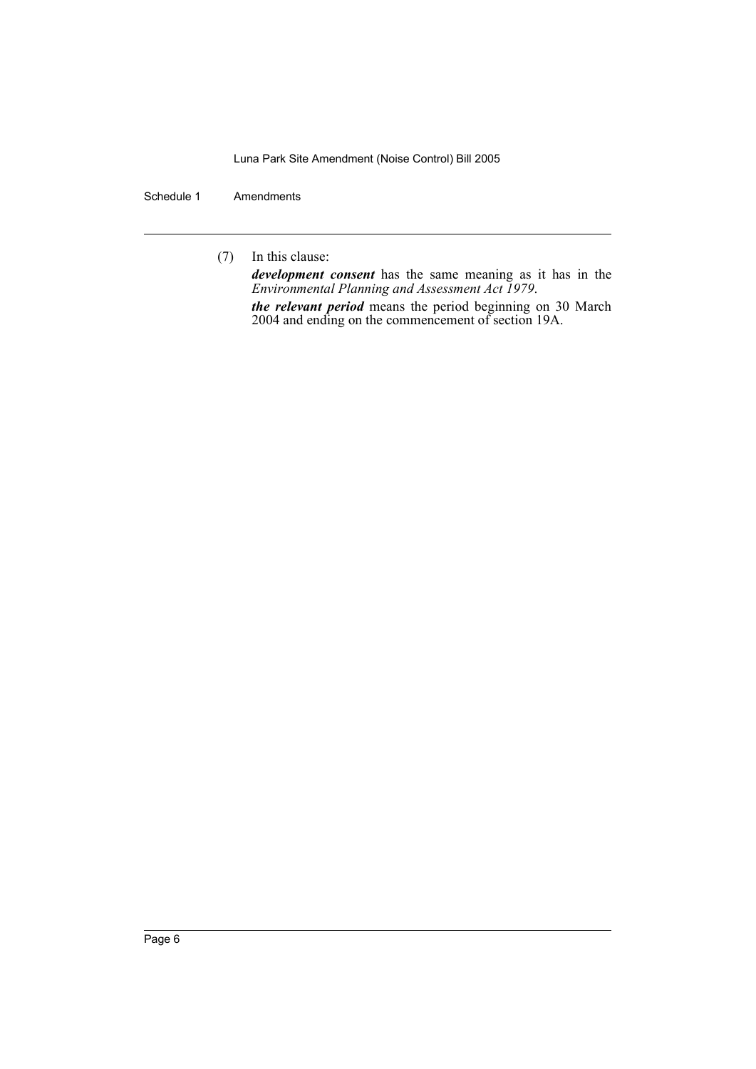(7) In this clause:

***development consent*** has the same meaning as it has in the *Environmental Planning and Assessment Act 1979*.

***the relevant period*** means the period beginning on 30 March 2004 and ending on the commencement of section 19A.